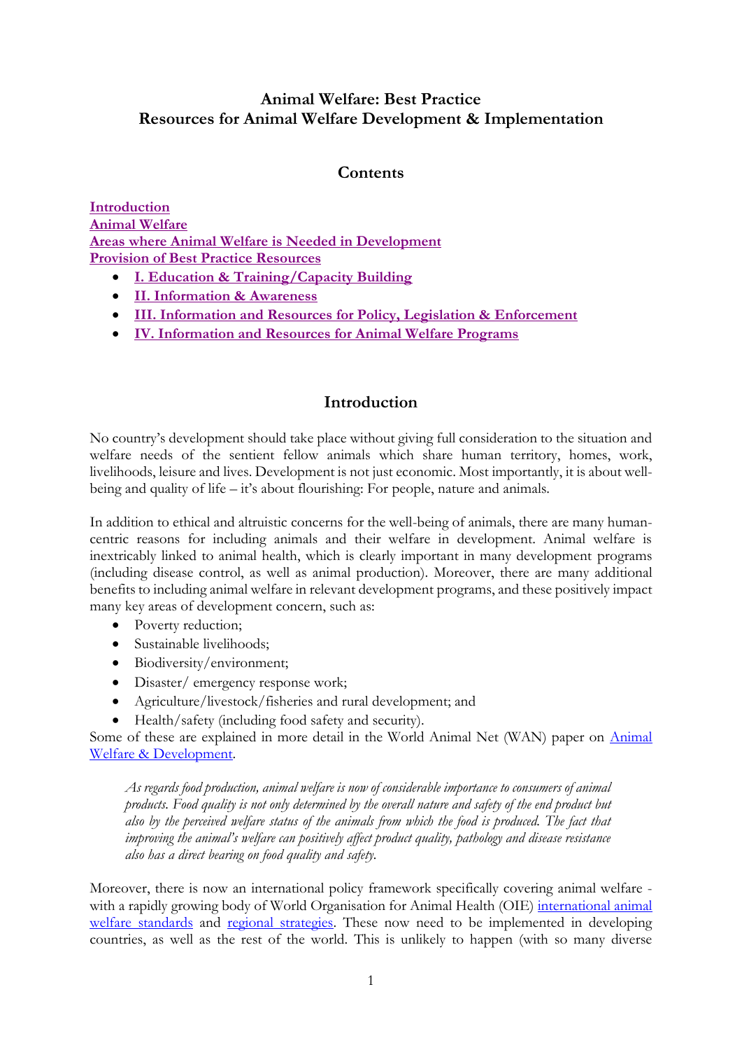# Animal Welfare: Best Practice
# Resources for Animal Welfare Development & Implementation

## Contents

**Introduction**
**Animal Welfare**
**Areas where Animal Welfare is Needed in Development**
**Provision of Best Practice Resources**

- **I. Education & Training/Capacity Building**
- **II. Information & Awareness**
- **III. Information and Resources for Policy, Legislation & Enforcement**
- **IV. Information and Resources for Animal Welfare Programs**

## Introduction

No country's development should take place without giving full consideration to the situation and welfare needs of the sentient fellow animals which share human territory, homes, work, livelihoods, leisure and lives. Development is not just economic. Most importantly, it is about well-being and quality of life – it's about flourishing: For people, nature and animals.

In addition to ethical and altruistic concerns for the well-being of animals, there are many human-centric reasons for including animals and their welfare in development. Animal welfare is inextricably linked to animal health, which is clearly important in many development programs (including disease control, as well as animal production). Moreover, there are many additional benefits to including animal welfare in relevant development programs, and these positively impact many key areas of development concern, such as:

- Poverty reduction;
- Sustainable livelihoods;
- Biodiversity/environment;
- Disaster/ emergency response work;
- Agriculture/livestock/fisheries and rural development; and
- Health/safety (including food safety and security).

Some of these are explained in more detail in the World Animal Net (WAN) paper on Animal Welfare & Development.

> *As regards food production, animal welfare is now of considerable importance to consumers of animal products. Food quality is not only determined by the overall nature and safety of the end product but also by the perceived welfare status of the animals from which the food is produced. The fact that improving the animal's welfare can positively affect product quality, pathology and disease resistance also has a direct bearing on food quality and safety.*

Moreover, there is now an international policy framework specifically covering animal welfare - with a rapidly growing body of World Organisation for Animal Health (OIE) international animal welfare standards and regional strategies. These now need to be implemented in developing countries, as well as the rest of the world. This is unlikely to happen (with so many diverse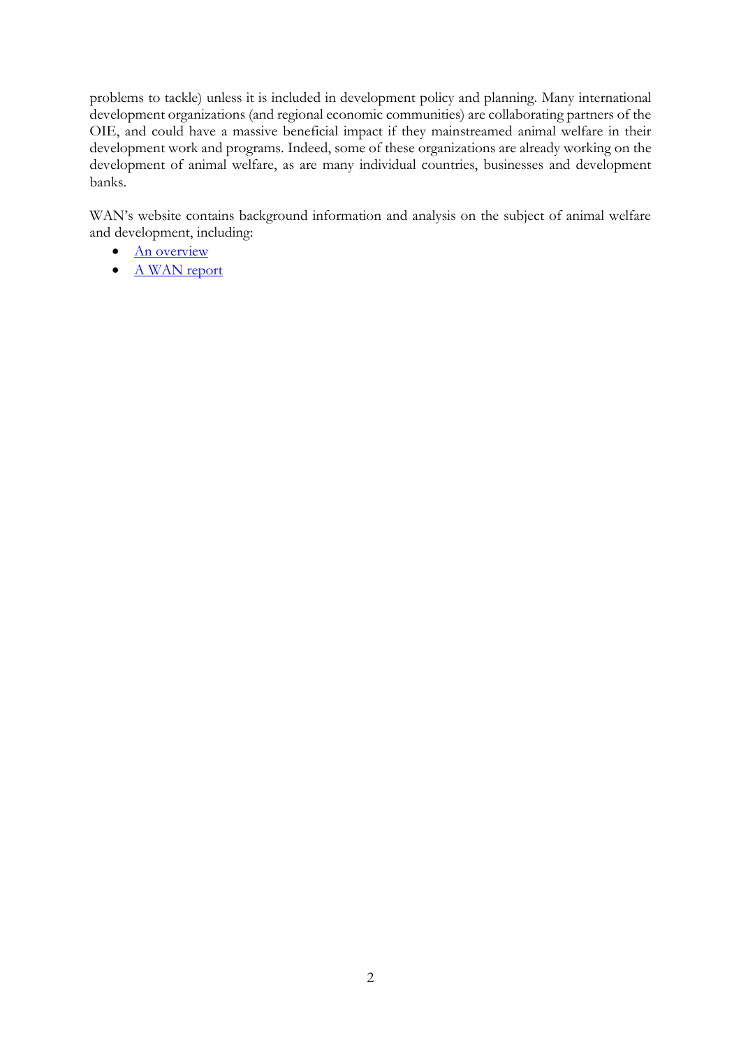problems to tackle) unless it is included in development policy and planning. Many international development organizations (and regional economic communities) are collaborating partners of the OIE, and could have a massive beneficial impact if they mainstreamed animal welfare in their development work and programs. Indeed, some of these organizations are already working on the development of animal welfare, as are many individual countries, businesses and development banks.

WAN's website contains background information and analysis on the subject of animal welfare and development, including:

- An overview
- A WAN report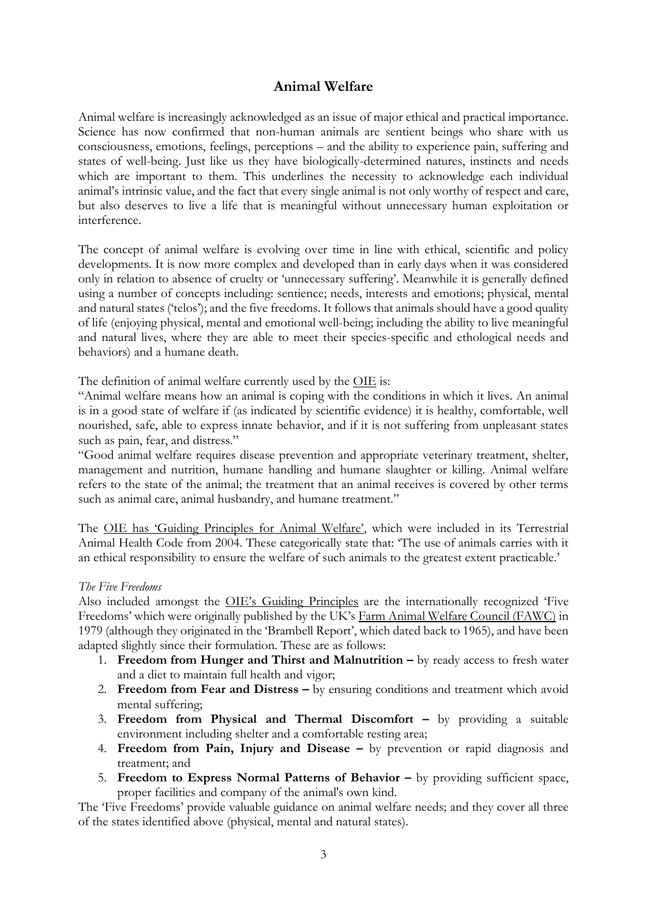## Animal Welfare

Animal welfare is increasingly acknowledged as an issue of major ethical and practical importance. Science has now confirmed that non-human animals are sentient beings who share with us consciousness, emotions, feelings, perceptions – and the ability to experience pain, suffering and states of well-being. Just like us they have biologically-determined natures, instincts and needs which are important to them. This underlines the necessity to acknowledge each individual animal's intrinsic value, and the fact that every single animal is not only worthy of respect and care, but also deserves to live a life that is meaningful without unnecessary human exploitation or interference.

The concept of animal welfare is evolving over time in line with ethical, scientific and policy developments. It is now more complex and developed than in early days when it was considered only in relation to absence of cruelty or 'unnecessary suffering'. Meanwhile it is generally defined using a number of concepts including: sentience; needs, interests and emotions; physical, mental and natural states ('telos'); and the five freedoms. It follows that animals should have a good quality of life (enjoying physical, mental and emotional well-being; including the ability to live meaningful and natural lives, where they are able to meet their species-specific and ethological needs and behaviors) and a humane death.

The definition of animal welfare currently used by the OIE is:

"Animal welfare means how an animal is coping with the conditions in which it lives. An animal is in a good state of welfare if (as indicated by scientific evidence) it is healthy, comfortable, well nourished, safe, able to express innate behavior, and if it is not suffering from unpleasant states such as pain, fear, and distress."

"Good animal welfare requires disease prevention and appropriate veterinary treatment, shelter, management and nutrition, humane handling and humane slaughter or killing. Animal welfare refers to the state of the animal; the treatment that an animal receives is covered by other terms such as animal care, animal husbandry, and humane treatment."

The OIE has 'Guiding Principles for Animal Welfare', which were included in its Terrestrial Animal Health Code from 2004. These categorically state that: 'The use of animals carries with it an ethical responsibility to ensure the welfare of such animals to the greatest extent practicable.'

*The Five Freedoms*

Also included amongst the OIE's Guiding Principles are the internationally recognized 'Five Freedoms' which were originally published by the UK's Farm Animal Welfare Council (FAWC) in 1979 (although they originated in the 'Brambell Report', which dated back to 1965), and have been adapted slightly since their formulation. These are as follows:

1. **Freedom from Hunger and Thirst and Malnutrition –** by ready access to fresh water and a diet to maintain full health and vigor;
2. **Freedom from Fear and Distress –** by ensuring conditions and treatment which avoid mental suffering;
3. **Freedom from Physical and Thermal Discomfort –** by providing a suitable environment including shelter and a comfortable resting area;
4. **Freedom from Pain, Injury and Disease –** by prevention or rapid diagnosis and treatment; and
5. **Freedom to Express Normal Patterns of Behavior –** by providing sufficient space, proper facilities and company of the animal's own kind.

The 'Five Freedoms' provide valuable guidance on animal welfare needs; and they cover all three of the states identified above (physical, mental and natural states).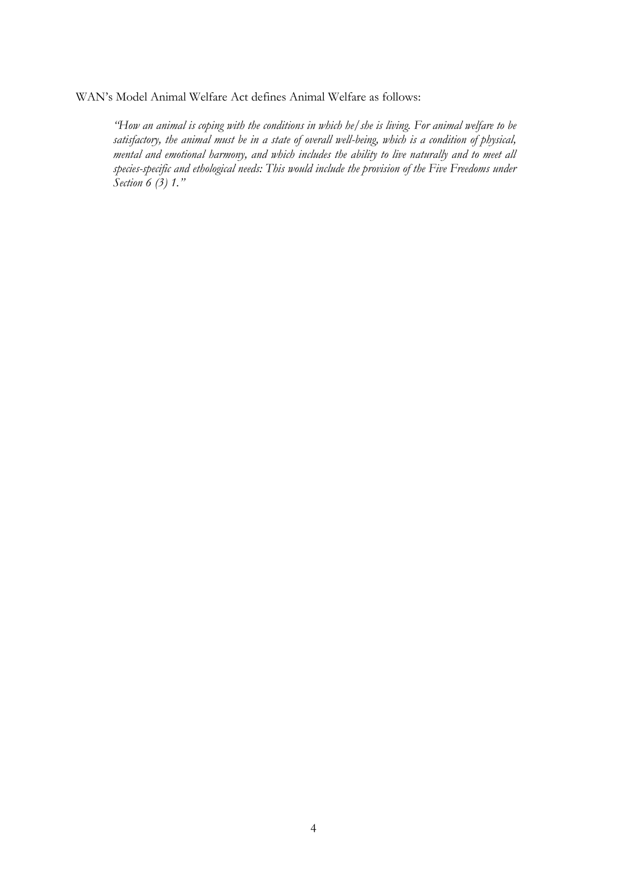WAN's Model Animal Welfare Act defines Animal Welfare as follows:

> *"How an animal is coping with the conditions in which he/she is living. For animal welfare to be satisfactory, the animal must be in a state of overall well-being, which is a condition of physical, mental and emotional harmony, and which includes the ability to live naturally and to meet all species-specific and ethological needs: This would include the provision of the Five Freedoms under Section 6 (3) 1."*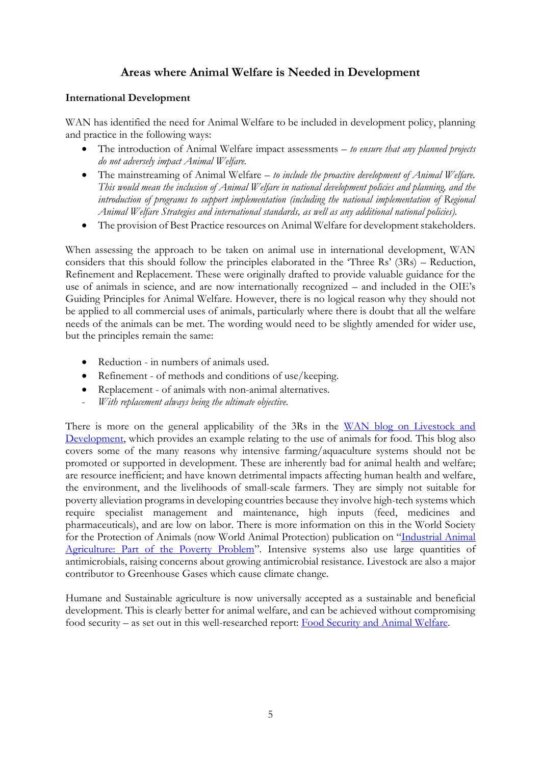## Areas where Animal Welfare is Needed in Development

**International Development**

WAN has identified the need for Animal Welfare to be included in development policy, planning and practice in the following ways:

- The introduction of Animal Welfare impact assessments – *to ensure that any planned projects do not adversely impact Animal Welfare.*
- The mainstreaming of Animal Welfare – *to include the proactive development of Animal Welfare. This would mean the inclusion of Animal Welfare in national development policies and planning, and the introduction of programs to support implementation (including the national implementation of Regional Animal Welfare Strategies and international standards, as well as any additional national policies).*
- The provision of Best Practice resources on Animal Welfare for development stakeholders.

When assessing the approach to be taken on animal use in international development, WAN considers that this should follow the principles elaborated in the 'Three Rs' (3Rs) – Reduction, Refinement and Replacement. These were originally drafted to provide valuable guidance for the use of animals in science, and are now internationally recognized – and included in the OIE's Guiding Principles for Animal Welfare. However, there is no logical reason why they should not be applied to all commercial uses of animals, particularly where there is doubt that all the welfare needs of the animals can be met. The wording would need to be slightly amended for wider use, but the principles remain the same:

- Reduction - in numbers of animals used.
- Refinement - of methods and conditions of use/keeping.
- Replacement - of animals with non-animal alternatives.
- *With replacement always being the ultimate objective.*

There is more on the general applicability of the 3Rs in the [WAN blog on Livestock and Development](), which provides an example relating to the use of animals for food. This blog also covers some of the many reasons why intensive farming/aquaculture systems should not be promoted or supported in development. These are inherently bad for animal health and welfare; are resource inefficient; and have known detrimental impacts affecting human health and welfare, the environment, and the livelihoods of small-scale farmers. They are simply not suitable for poverty alleviation programs in developing countries because they involve high-tech systems which require specialist management and maintenance, high inputs (feed, medicines and pharmaceuticals), and are low on labor. There is more information on this in the World Society for the Protection of Animals (now World Animal Protection) publication on "[Industrial Animal Agriculture: Part of the Poverty Problem]()". Intensive systems also use large quantities of antimicrobials, raising concerns about growing antimicrobial resistance. Livestock are also a major contributor to Greenhouse Gases which cause climate change.

Humane and Sustainable agriculture is now universally accepted as a sustainable and beneficial development. This is clearly better for animal welfare, and can be achieved without compromising food security – as set out in this well-researched report: [Food Security and Animal Welfare]().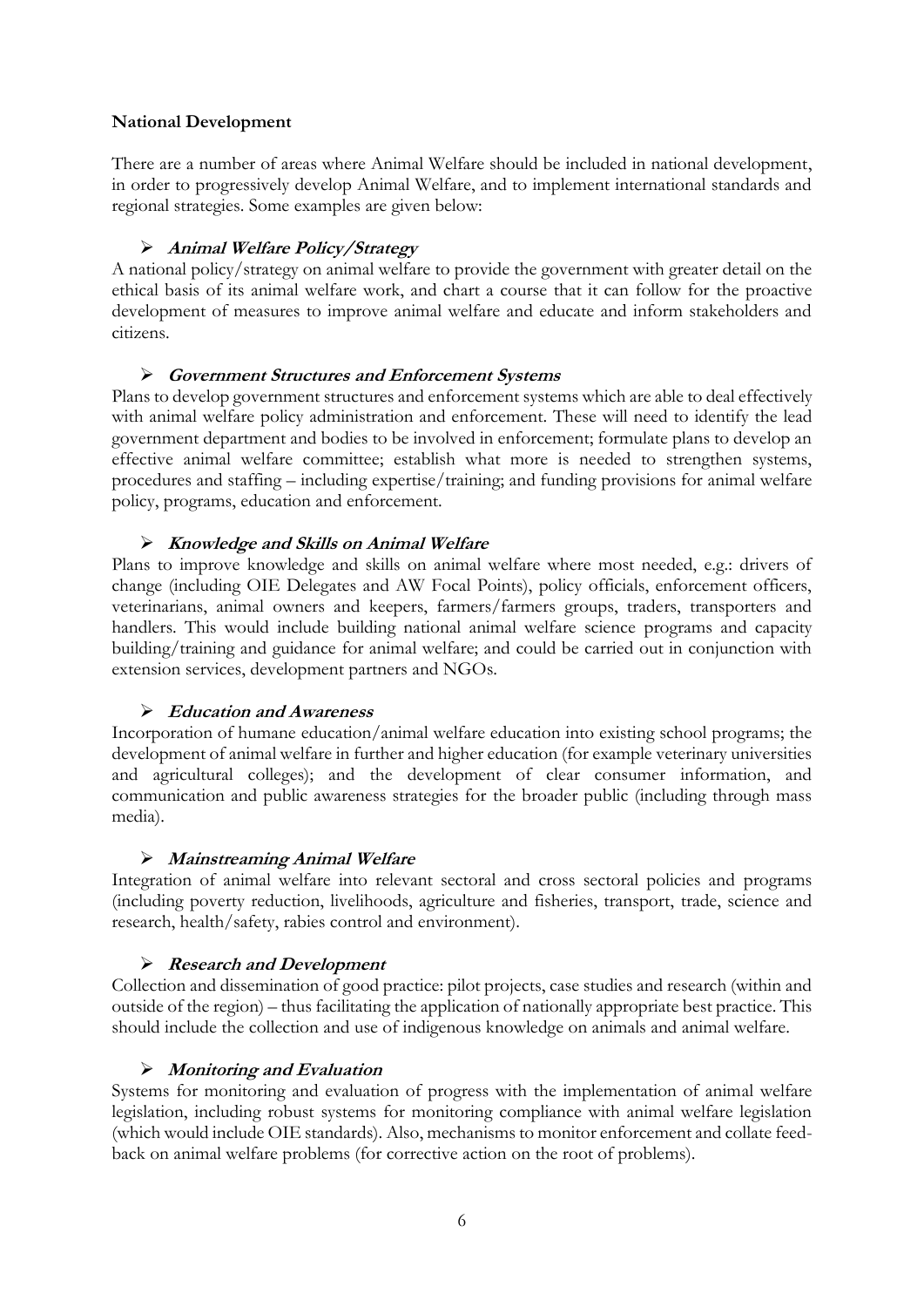**National Development**

There are a number of areas where Animal Welfare should be included in national development, in order to progressively develop Animal Welfare, and to implement international standards and regional strategies. Some examples are given below:

- ***Animal Welfare Policy/Strategy***

A national policy/strategy on animal welfare to provide the government with greater detail on the ethical basis of its animal welfare work, and chart a course that it can follow for the proactive development of measures to improve animal welfare and educate and inform stakeholders and citizens.

- ***Government Structures and Enforcement Systems***

Plans to develop government structures and enforcement systems which are able to deal effectively with animal welfare policy administration and enforcement. These will need to identify the lead government department and bodies to be involved in enforcement; formulate plans to develop an effective animal welfare committee; establish what more is needed to strengthen systems, procedures and staffing – including expertise/training; and funding provisions for animal welfare policy, programs, education and enforcement.

- ***Knowledge and Skills on Animal Welfare***

Plans to improve knowledge and skills on animal welfare where most needed, e.g.: drivers of change (including OIE Delegates and AW Focal Points), policy officials, enforcement officers, veterinarians, animal owners and keepers, farmers/farmers groups, traders, transporters and handlers. This would include building national animal welfare science programs and capacity building/training and guidance for animal welfare; and could be carried out in conjunction with extension services, development partners and NGOs.

- ***Education and Awareness***

Incorporation of humane education/animal welfare education into existing school programs; the development of animal welfare in further and higher education (for example veterinary universities and agricultural colleges); and the development of clear consumer information, and communication and public awareness strategies for the broader public (including through mass media).

- ***Mainstreaming Animal Welfare***

Integration of animal welfare into relevant sectoral and cross sectoral policies and programs (including poverty reduction, livelihoods, agriculture and fisheries, transport, trade, science and research, health/safety, rabies control and environment).

- ***Research and Development***

Collection and dissemination of good practice: pilot projects, case studies and research (within and outside of the region) – thus facilitating the application of nationally appropriate best practice. This should include the collection and use of indigenous knowledge on animals and animal welfare.

- ***Monitoring and Evaluation***

Systems for monitoring and evaluation of progress with the implementation of animal welfare legislation, including robust systems for monitoring compliance with animal welfare legislation (which would include OIE standards). Also, mechanisms to monitor enforcement and collate feed-back on animal welfare problems (for corrective action on the root of problems).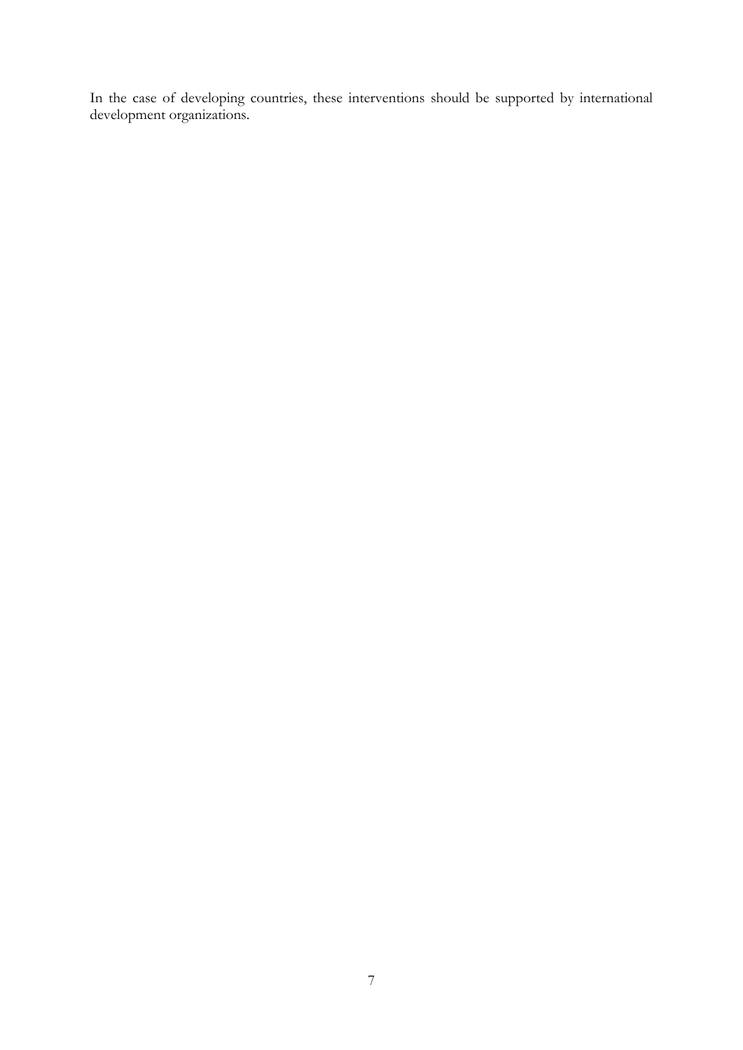In the case of developing countries, these interventions should be supported by international development organizations.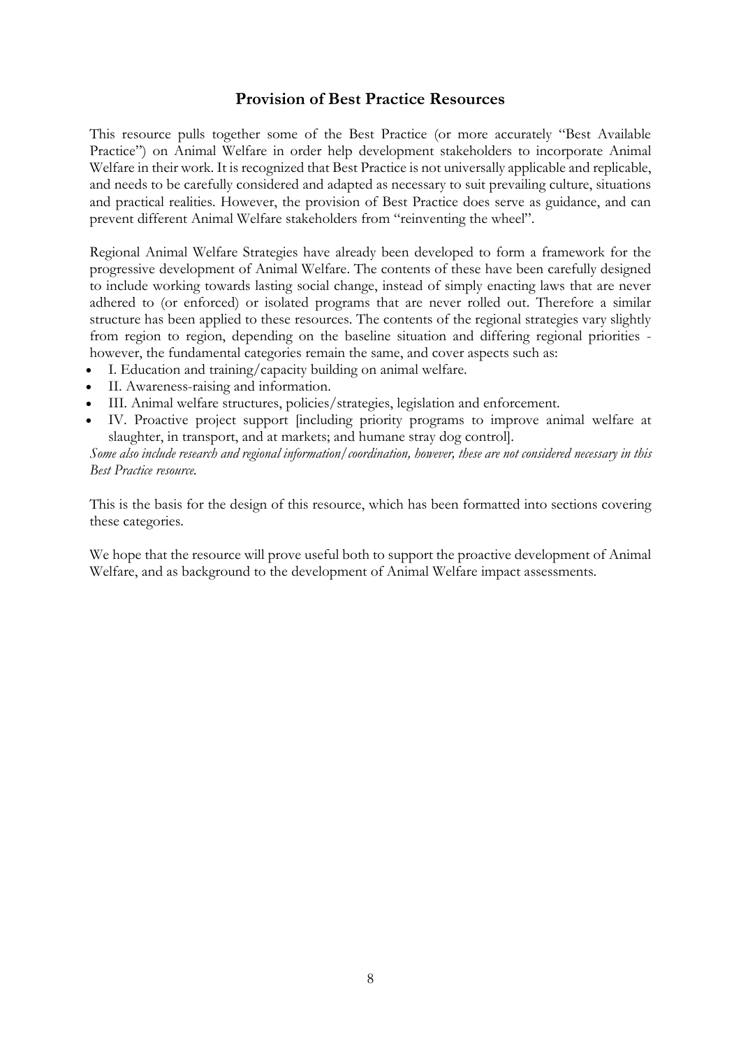## Provision of Best Practice Resources

This resource pulls together some of the Best Practice (or more accurately "Best Available Practice") on Animal Welfare in order help development stakeholders to incorporate Animal Welfare in their work. It is recognized that Best Practice is not universally applicable and replicable, and needs to be carefully considered and adapted as necessary to suit prevailing culture, situations and practical realities. However, the provision of Best Practice does serve as guidance, and can prevent different Animal Welfare stakeholders from "reinventing the wheel".

Regional Animal Welfare Strategies have already been developed to form a framework for the progressive development of Animal Welfare. The contents of these have been carefully designed to include working towards lasting social change, instead of simply enacting laws that are never adhered to (or enforced) or isolated programs that are never rolled out. Therefore a similar structure has been applied to these resources. The contents of the regional strategies vary slightly from region to region, depending on the baseline situation and differing regional priorities - however, the fundamental categories remain the same, and cover aspects such as:

- I. Education and training/capacity building on animal welfare.
- II. Awareness-raising and information.
- III. Animal welfare structures, policies/strategies, legislation and enforcement.
- IV. Proactive project support [including priority programs to improve animal welfare at slaughter, in transport, and at markets; and humane stray dog control].

*Some also include research and regional information/coordination, however, these are not considered necessary in this Best Practice resource.*

This is the basis for the design of this resource, which has been formatted into sections covering these categories.

We hope that the resource will prove useful both to support the proactive development of Animal Welfare, and as background to the development of Animal Welfare impact assessments.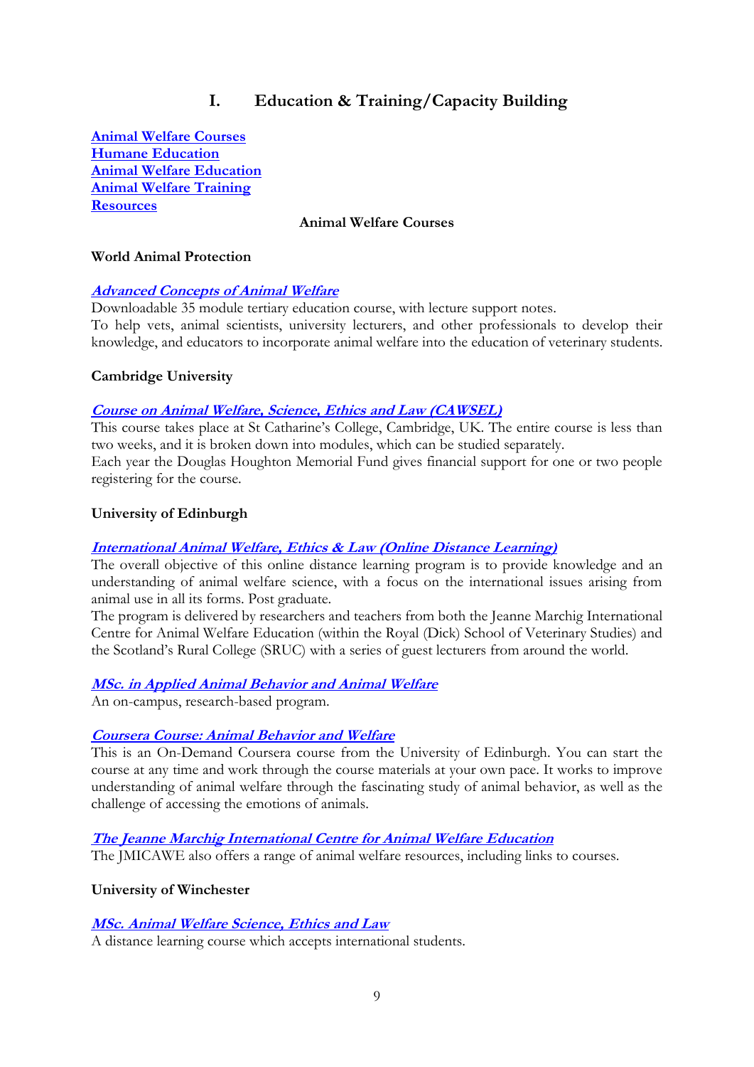# I. Education & Training/Capacity Building

**Animal Welfare Courses**
**Humane Education**
**Animal Welfare Education**
**Animal Welfare Training**
**Resources**

## Animal Welfare Courses

### World Animal Protection

***Advanced Concepts of Animal Welfare***

Downloadable 35 module tertiary education course, with lecture support notes.
To help vets, animal scientists, university lecturers, and other professionals to develop their knowledge, and educators to incorporate animal welfare into the education of veterinary students.

### Cambridge University

***Course on Animal Welfare, Science, Ethics and Law (CAWSEL)***

This course takes place at St Catharine's College, Cambridge, UK. The entire course is less than two weeks, and it is broken down into modules, which can be studied separately.
Each year the Douglas Houghton Memorial Fund gives financial support for one or two people registering for the course.

### University of Edinburgh

***International Animal Welfare, Ethics & Law (Online Distance Learning)***

The overall objective of this online distance learning program is to provide knowledge and an understanding of animal welfare science, with a focus on the international issues arising from animal use in all its forms. Post graduate.
The program is delivered by researchers and teachers from both the Jeanne Marchig International Centre for Animal Welfare Education (within the Royal (Dick) School of Veterinary Studies) and the Scotland's Rural College (SRUC) with a series of guest lecturers from around the world.

***MSc. in Applied Animal Behavior and Animal Welfare***

An on-campus, research-based program.

***Coursera Course: Animal Behavior and Welfare***

This is an On-Demand Coursera course from the University of Edinburgh. You can start the course at any time and work through the course materials at your own pace. It works to improve understanding of animal welfare through the fascinating study of animal behavior, as well as the challenge of accessing the emotions of animals.

***The Jeanne Marchig International Centre for Animal Welfare Education***

The JMICAWE also offers a range of animal welfare resources, including links to courses.

### University of Winchester

***MSc. Animal Welfare Science, Ethics and Law***

A distance learning course which accepts international students.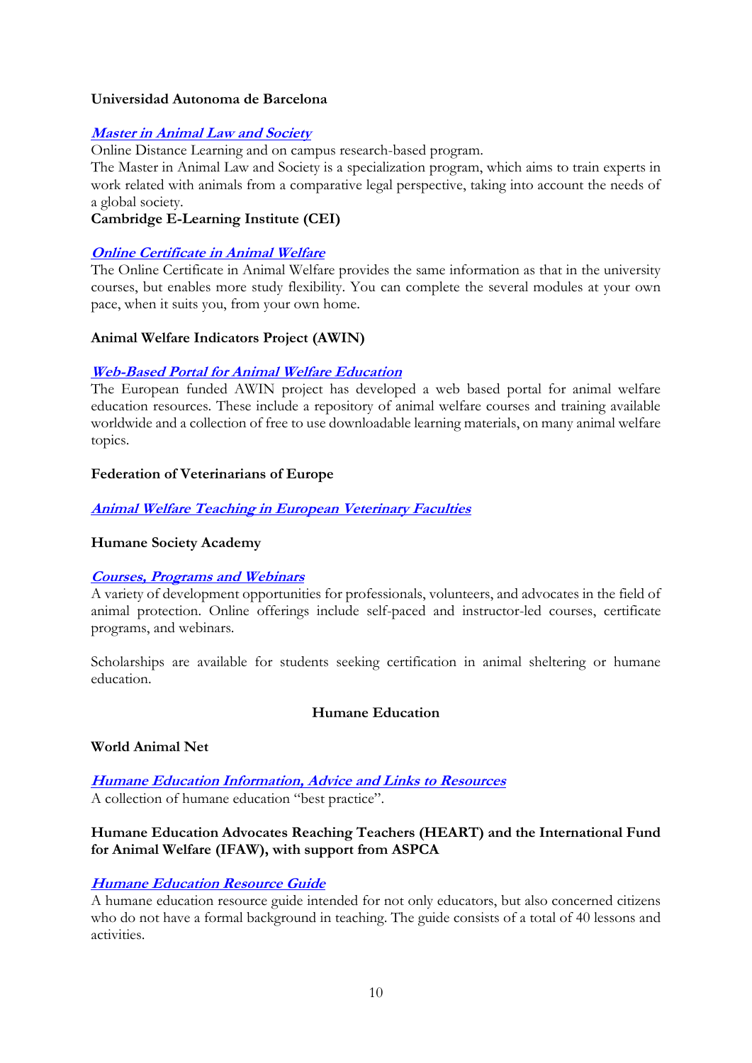**Universidad Autonoma de Barcelona**

***Master in Animal Law and Society***

Online Distance Learning and on campus research-based program.

The Master in Animal Law and Society is a specialization program, which aims to train experts in work related with animals from a comparative legal perspective, taking into account the needs of a global society.

**Cambridge E-Learning Institute (CEI)**

***Online Certificate in Animal Welfare***

The Online Certificate in Animal Welfare provides the same information as that in the university courses, but enables more study flexibility. You can complete the several modules at your own pace, when it suits you, from your own home.

**Animal Welfare Indicators Project (AWIN)**

***Web-Based Portal for Animal Welfare Education***

The European funded AWIN project has developed a web based portal for animal welfare education resources. These include a repository of animal welfare courses and training available worldwide and a collection of free to use downloadable learning materials, on many animal welfare topics.

**Federation of Veterinarians of Europe**

***Animal Welfare Teaching in European Veterinary Faculties***

**Humane Society Academy**

***Courses, Programs and Webinars***

A variety of development opportunities for professionals, volunteers, and advocates in the field of animal protection. Online offerings include self-paced and instructor-led courses, certificate programs, and webinars.

Scholarships are available for students seeking certification in animal sheltering or humane education.

## Humane Education

**World Animal Net**

***Humane Education Information, Advice and Links to Resources***

A collection of humane education "best practice".

**Humane Education Advocates Reaching Teachers (HEART) and the International Fund for Animal Welfare (IFAW), with support from ASPCA**

***Humane Education Resource Guide***

A humane education resource guide intended for not only educators, but also concerned citizens who do not have a formal background in teaching. The guide consists of a total of 40 lessons and activities.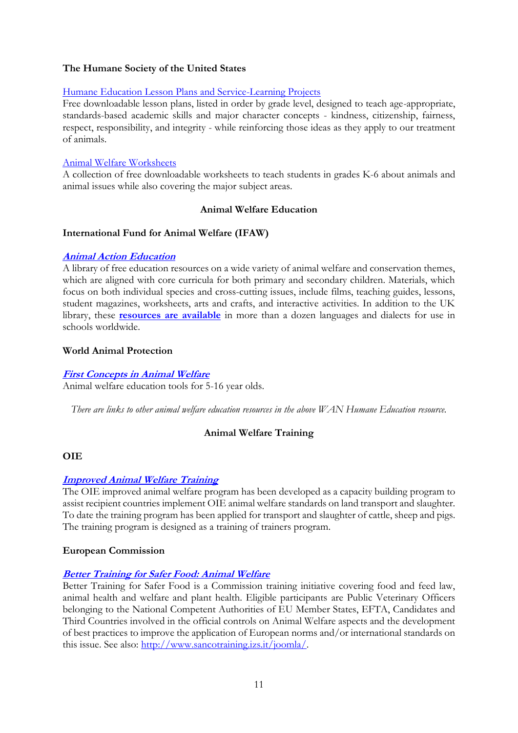**The Humane Society of the United States**

Humane Education Lesson Plans and Service-Learning Projects
Free downloadable lesson plans, listed in order by grade level, designed to teach age-appropriate, standards-based academic skills and major character concepts - kindness, citizenship, fairness, respect, responsibility, and integrity - while reinforcing those ideas as they apply to our treatment of animals.

Animal Welfare Worksheets
A collection of free downloadable worksheets to teach students in grades K-6 about animals and animal issues while also covering the major subject areas.

## Animal Welfare Education

**International Fund for Animal Welfare (IFAW)**

***Animal Action Education***
A library of free education resources on a wide variety of animal welfare and conservation themes, which are aligned with core curricula for both primary and secondary children. Materials, which focus on both individual species and cross-cutting issues, include films, teaching guides, lessons, student magazines, worksheets, arts and crafts, and interactive activities. In addition to the UK library, these **resources are available** in more than a dozen languages and dialects for use in schools worldwide.

**World Animal Protection**

***First Concepts in Animal Welfare***
Animal welfare education tools for 5-16 year olds.

*There are links to other animal welfare education resources in the above WAN Humane Education resource.*

## Animal Welfare Training

**OIE**

***Improved Animal Welfare Training***
The OIE improved animal welfare program has been developed as a capacity building program to assist recipient countries implement OIE animal welfare standards on land transport and slaughter. To date the training program has been applied for transport and slaughter of cattle, sheep and pigs. The training program is designed as a training of trainers program.

**European Commission**

***Better Training for Safer Food: Animal Welfare***
Better Training for Safer Food is a Commission training initiative covering food and feed law, animal health and welfare and plant health. Eligible participants are Public Veterinary Officers belonging to the National Competent Authorities of EU Member States, EFTA, Candidates and Third Countries involved in the official controls on Animal Welfare aspects and the development of best practices to improve the application of European norms and/or international standards on this issue. See also: http://www.sancotraining.izs.it/joomla/.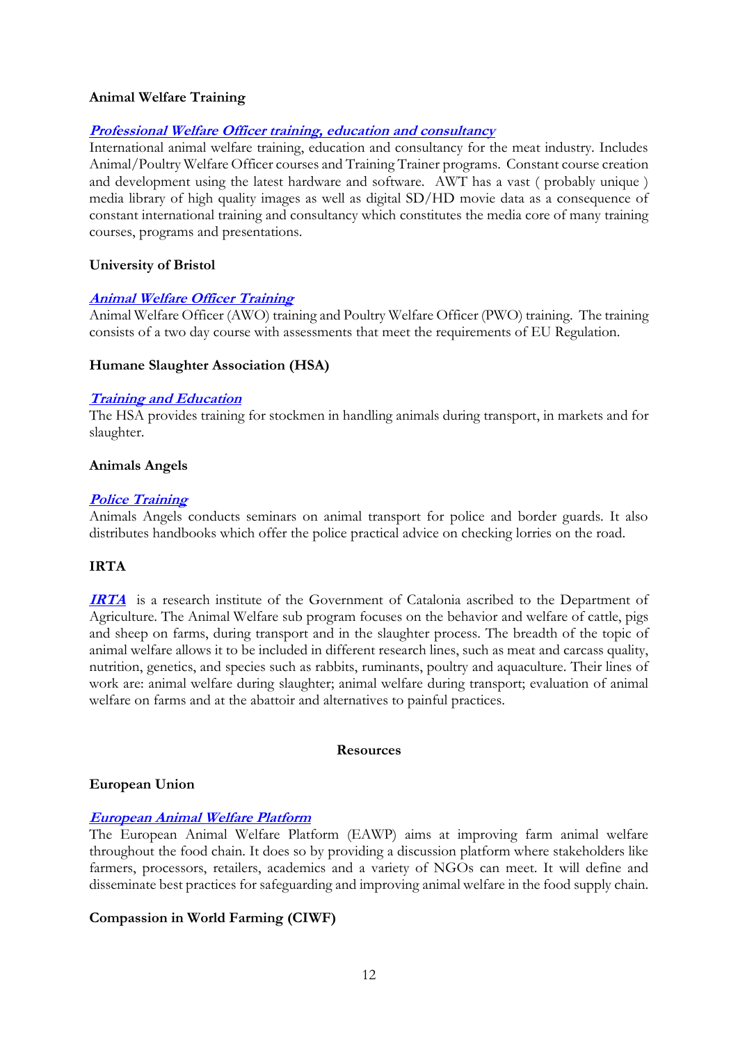**Animal Welfare Training**

***Professional Welfare Officer training, education and consultancy***
International animal welfare training, education and consultancy for the meat industry. Includes Animal/Poultry Welfare Officer courses and Training Trainer programs. Constant course creation and development using the latest hardware and software. AWT has a vast ( probably unique ) media library of high quality images as well as digital SD/HD movie data as a consequence of constant international training and consultancy which constitutes the media core of many training courses, programs and presentations.

**University of Bristol**

***Animal Welfare Officer Training***
Animal Welfare Officer (AWO) training and Poultry Welfare Officer (PWO) training. The training consists of a two day course with assessments that meet the requirements of EU Regulation.

**Humane Slaughter Association (HSA)**

***Training and Education***
The HSA provides training for stockmen in handling animals during transport, in markets and for slaughter.

**Animals Angels**

***Police Training***
Animals Angels conducts seminars on animal transport for police and border guards. It also distributes handbooks which offer the police practical advice on checking lorries on the road.

**IRTA**

***IRTA*** is a research institute of the Government of Catalonia ascribed to the Department of Agriculture. The Animal Welfare sub program focuses on the behavior and welfare of cattle, pigs and sheep on farms, during transport and in the slaughter process. The breadth of the topic of animal welfare allows it to be included in different research lines, such as meat and carcass quality, nutrition, genetics, and species such as rabbits, ruminants, poultry and aquaculture. Their lines of work are: animal welfare during slaughter; animal welfare during transport; evaluation of animal welfare on farms and at the abattoir and alternatives to painful practices.

## Resources

**European Union**

***European Animal Welfare Platform***
The European Animal Welfare Platform (EAWP) aims at improving farm animal welfare throughout the food chain. It does so by providing a discussion platform where stakeholders like farmers, processors, retailers, academics and a variety of NGOs can meet. It will define and disseminate best practices for safeguarding and improving animal welfare in the food supply chain.

**Compassion in World Farming (CIWF)**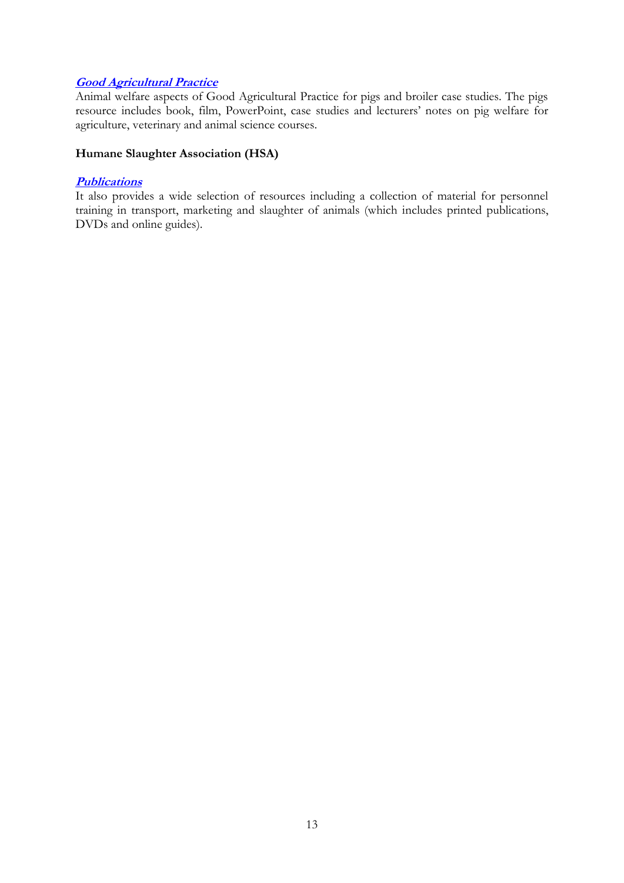***Good Agricultural Practice***

Animal welfare aspects of Good Agricultural Practice for pigs and broiler case studies. The pigs resource includes book, film, PowerPoint, case studies and lecturers' notes on pig welfare for agriculture, veterinary and animal science courses.

**Humane Slaughter Association (HSA)**

***Publications***

It also provides a wide selection of resources including a collection of material for personnel training in transport, marketing and slaughter of animals (which includes printed publications, DVDs and online guides).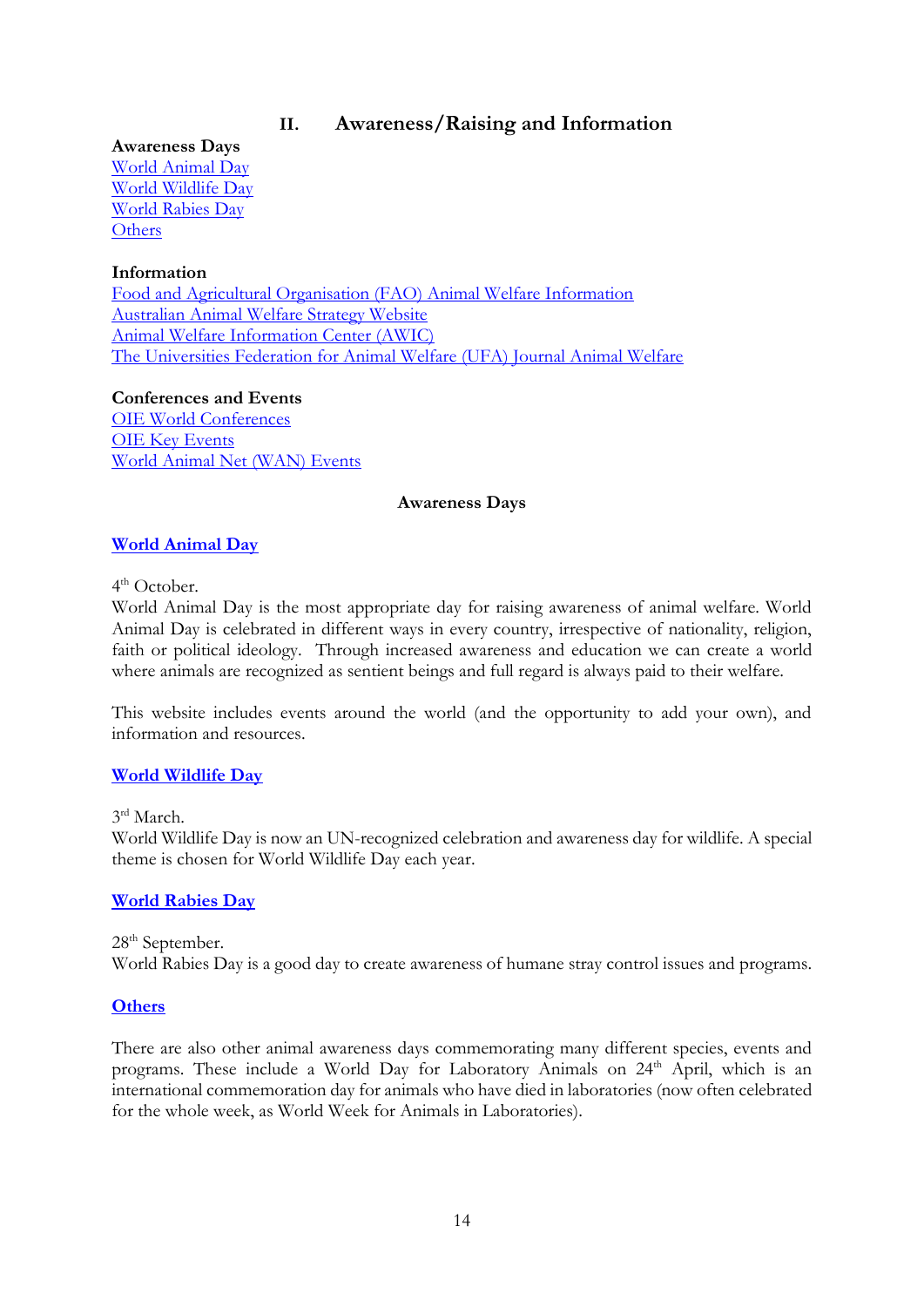## II. Awareness/Raising and Information

**Awareness Days**
World Animal Day
World Wildlife Day
World Rabies Day
Others

**Information**
Food and Agricultural Organisation (FAO) Animal Welfare Information
Australian Animal Welfare Strategy Website
Animal Welfare Information Center (AWIC)
The Universities Federation for Animal Welfare (UFA) Journal Animal Welfare

**Conferences and Events**
OIE World Conferences
OIE Key Events
World Animal Net (WAN) Events

### Awareness Days

#### World Animal Day

4th October.
World Animal Day is the most appropriate day for raising awareness of animal welfare. World Animal Day is celebrated in different ways in every country, irrespective of nationality, religion, faith or political ideology. Through increased awareness and education we can create a world where animals are recognized as sentient beings and full regard is always paid to their welfare.

This website includes events around the world (and the opportunity to add your own), and information and resources.

#### World Wildlife Day

3rd March.
World Wildlife Day is now an UN-recognized celebration and awareness day for wildlife. A special theme is chosen for World Wildlife Day each year.

#### World Rabies Day

28th September.
World Rabies Day is a good day to create awareness of humane stray control issues and programs.

#### Others

There are also other animal awareness days commemorating many different species, events and programs. These include a World Day for Laboratory Animals on 24th April, which is an international commemoration day for animals who have died in laboratories (now often celebrated for the whole week, as World Week for Animals in Laboratories).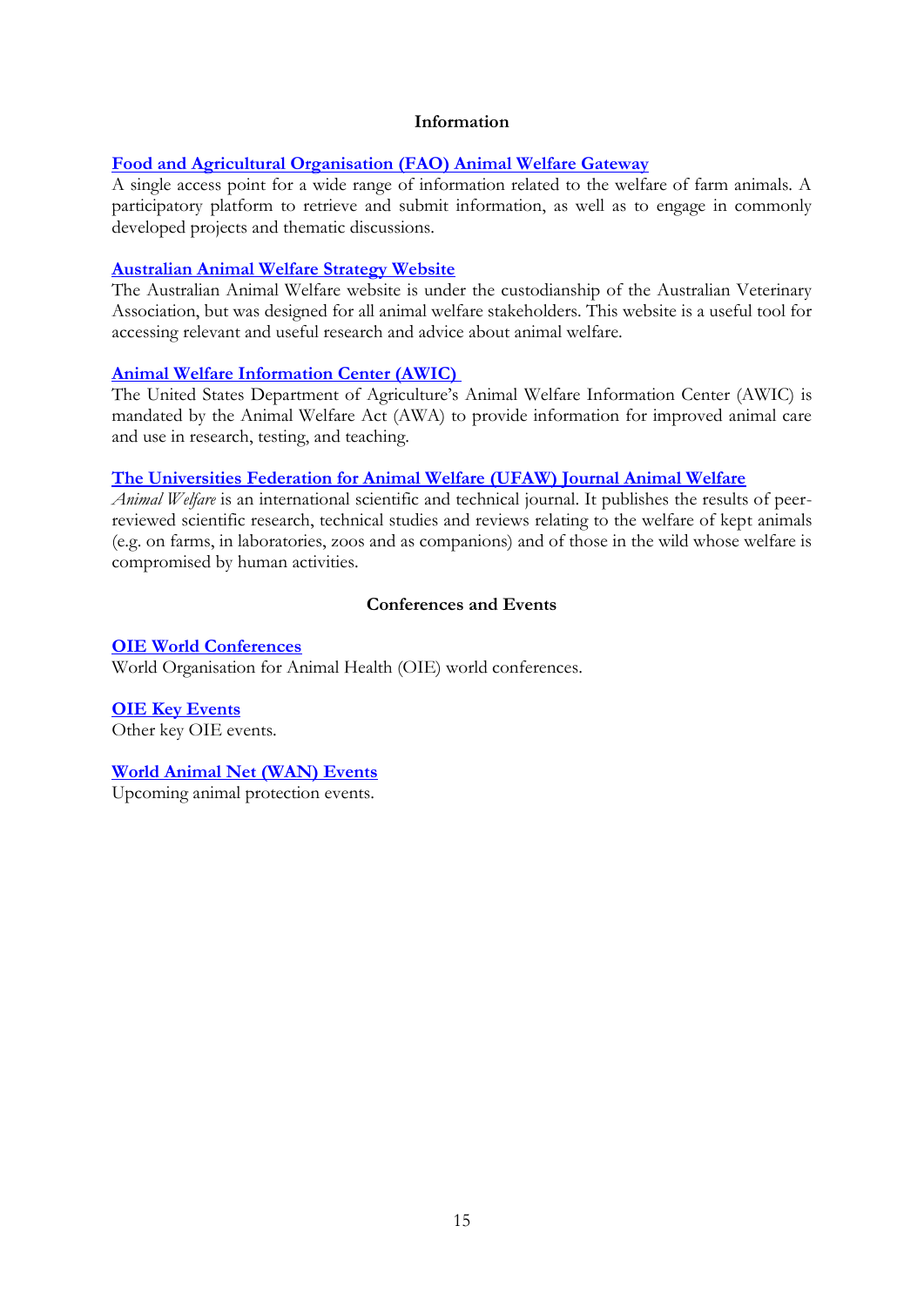## Information

**Food and Agricultural Organisation (FAO) Animal Welfare Gateway**

A single access point for a wide range of information related to the welfare of farm animals. A participatory platform to retrieve and submit information, as well as to engage in commonly developed projects and thematic discussions.

**Australian Animal Welfare Strategy Website**

The Australian Animal Welfare website is under the custodianship of the Australian Veterinary Association, but was designed for all animal welfare stakeholders. This website is a useful tool for accessing relevant and useful research and advice about animal welfare.

**Animal Welfare Information Center (AWIC)**

The United States Department of Agriculture's Animal Welfare Information Center (AWIC) is mandated by the Animal Welfare Act (AWA) to provide information for improved animal care and use in research, testing, and teaching.

**The Universities Federation for Animal Welfare (UFAW) Journal Animal Welfare**

*Animal Welfare* is an international scientific and technical journal. It publishes the results of peer-reviewed scientific research, technical studies and reviews relating to the welfare of kept animals (e.g. on farms, in laboratories, zoos and as companions) and of those in the wild whose welfare is compromised by human activities.

## Conferences and Events

**OIE World Conferences**

World Organisation for Animal Health (OIE) world conferences.

**OIE Key Events**

Other key OIE events.

**World Animal Net (WAN) Events**

Upcoming animal protection events.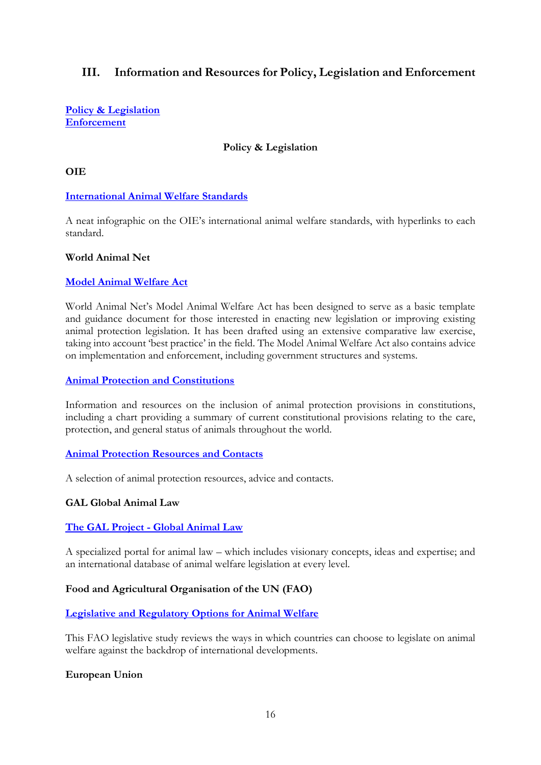## III. Information and Resources for Policy, Legislation and Enforcement

**Policy & Legislation**
**Enforcement**

### Policy & Legislation

**OIE**

**International Animal Welfare Standards**

A neat infographic on the OIE's international animal welfare standards, with hyperlinks to each standard.

**World Animal Net**

**Model Animal Welfare Act**

World Animal Net's Model Animal Welfare Act has been designed to serve as a basic template and guidance document for those interested in enacting new legislation or improving existing animal protection legislation. It has been drafted using an extensive comparative law exercise, taking into account 'best practice' in the field. The Model Animal Welfare Act also contains advice on implementation and enforcement, including government structures and systems.

**Animal Protection and Constitutions**

Information and resources on the inclusion of animal protection provisions in constitutions, including a chart providing a summary of current constitutional provisions relating to the care, protection, and general status of animals throughout the world.

**Animal Protection Resources and Contacts**

A selection of animal protection resources, advice and contacts.

**GAL Global Animal Law**

**The GAL Project - Global Animal Law**

A specialized portal for animal law – which includes visionary concepts, ideas and expertise; and an international database of animal welfare legislation at every level.

**Food and Agricultural Organisation of the UN (FAO)**

**Legislative and Regulatory Options for Animal Welfare**

This FAO legislative study reviews the ways in which countries can choose to legislate on animal welfare against the backdrop of international developments.

**European Union**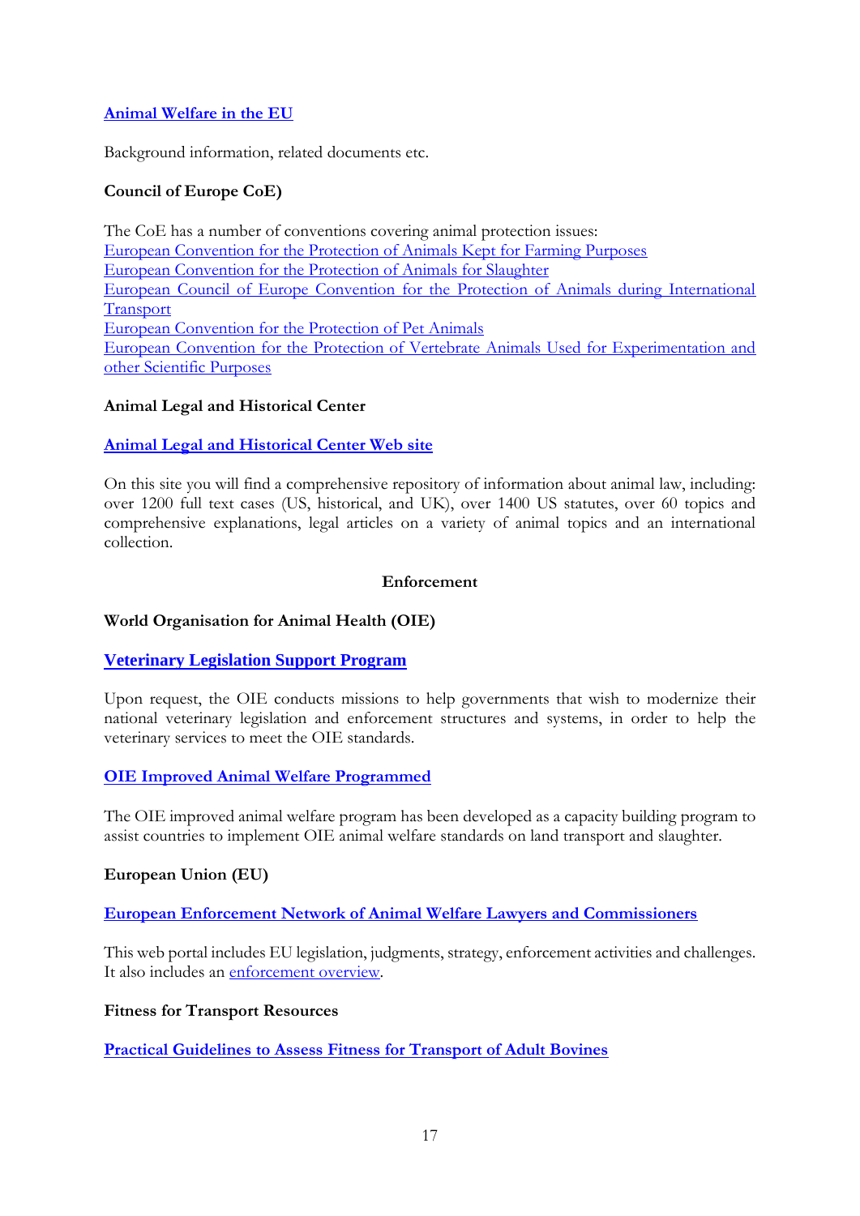**Animal Welfare in the EU**

Background information, related documents etc.

**Council of Europe CoE)**

The CoE has a number of conventions covering animal protection issues:
European Convention for the Protection of Animals Kept for Farming Purposes
European Convention for the Protection of Animals for Slaughter
European Council of Europe Convention for the Protection of Animals during International Transport
European Convention for the Protection of Pet Animals
European Convention for the Protection of Vertebrate Animals Used for Experimentation and other Scientific Purposes

**Animal Legal and Historical Center**

**Animal Legal and Historical Center Web site**

On this site you will find a comprehensive repository of information about animal law, including: over 1200 full text cases (US, historical, and UK), over 1400 US statutes, over 60 topics and comprehensive explanations, legal articles on a variety of animal topics and an international collection.

## Enforcement

**World Organisation for Animal Health (OIE)**

**Veterinary Legislation Support Program**

Upon request, the OIE conducts missions to help governments that wish to modernize their national veterinary legislation and enforcement structures and systems, in order to help the veterinary services to meet the OIE standards.

**OIE Improved Animal Welfare Programmed**

The OIE improved animal welfare program has been developed as a capacity building program to assist countries to implement OIE animal welfare standards on land transport and slaughter.

**European Union (EU)**

**European Enforcement Network of Animal Welfare Lawyers and Commissioners**

This web portal includes EU legislation, judgments, strategy, enforcement activities and challenges. It also includes an enforcement overview.

**Fitness for Transport Resources**

**Practical Guidelines to Assess Fitness for Transport of Adult Bovines**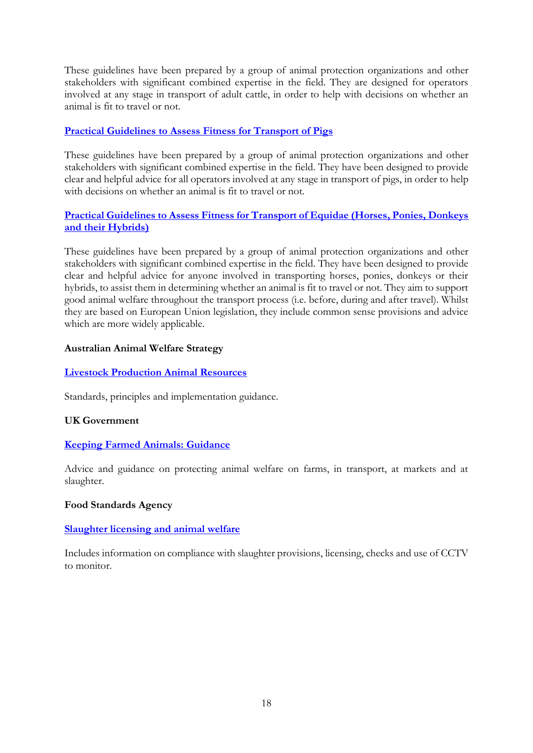These guidelines have been prepared by a group of animal protection organizations and other stakeholders with significant combined expertise in the field. They are designed for operators involved at any stage in transport of adult cattle, in order to help with decisions on whether an animal is fit to travel or not.

**Practical Guidelines to Assess Fitness for Transport of Pigs**

These guidelines have been prepared by a group of animal protection organizations and other stakeholders with significant combined expertise in the field. They have been designed to provide clear and helpful advice for all operators involved at any stage in transport of pigs, in order to help with decisions on whether an animal is fit to travel or not.

**Practical Guidelines to Assess Fitness for Transport of Equidae (Horses, Ponies, Donkeys and their Hybrids)**

These guidelines have been prepared by a group of animal protection organizations and other stakeholders with significant combined expertise in the field. They have been designed to provide clear and helpful advice for anyone involved in transporting horses, ponies, donkeys or their hybrids, to assist them in determining whether an animal is fit to travel or not. They aim to support good animal welfare throughout the transport process (i.e. before, during and after travel). Whilst they are based on European Union legislation, they include common sense provisions and advice which are more widely applicable.

**Australian Animal Welfare Strategy**

**Livestock Production Animal Resources**

Standards, principles and implementation guidance.

**UK Government**

**Keeping Farmed Animals: Guidance**

Advice and guidance on protecting animal welfare on farms, in transport, at markets and at slaughter.

**Food Standards Agency**

**Slaughter licensing and animal welfare**

Includes information on compliance with slaughter provisions, licensing, checks and use of CCTV to monitor.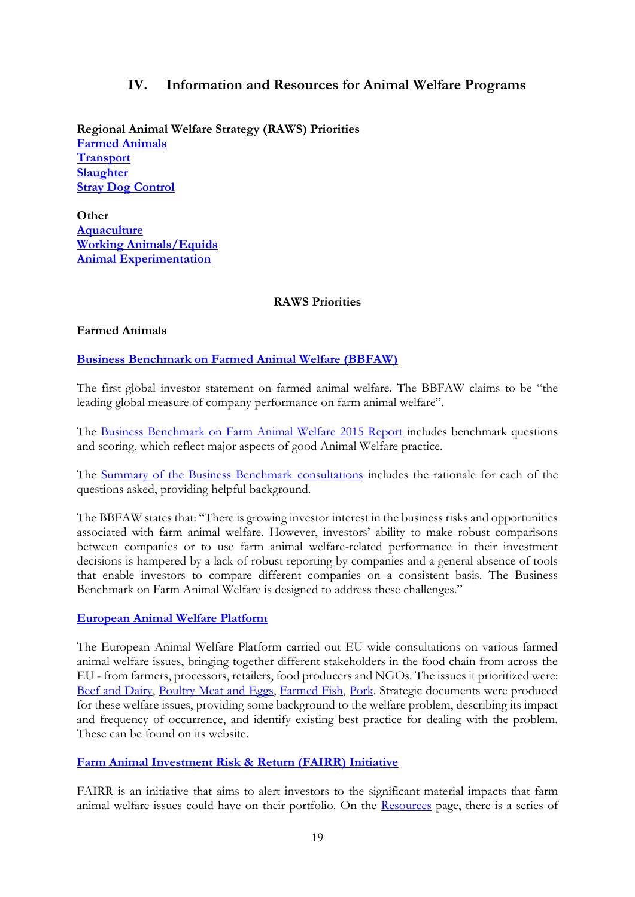## IV. Information and Resources for Animal Welfare Programs

**Regional Animal Welfare Strategy (RAWS) Priorities**
**Farmed Animals**
**Transport**
**Slaughter**
**Stray Dog Control**

**Other**
**Aquaculture**
**Working Animals/Equids**
**Animal Experimentation**

### RAWS Priorities

**Farmed Animals**

**Business Benchmark on Farmed Animal Welfare (BBFAW)**

The first global investor statement on farmed animal welfare. The BBFAW claims to be "the leading global measure of company performance on farm animal welfare".

The Business Benchmark on Farm Animal Welfare 2015 Report includes benchmark questions and scoring, which reflect major aspects of good Animal Welfare practice.

The Summary of the Business Benchmark consultations includes the rationale for each of the questions asked, providing helpful background.

The BBFAW states that: "There is growing investor interest in the business risks and opportunities associated with farm animal welfare. However, investors' ability to make robust comparisons between companies or to use farm animal welfare-related performance in their investment decisions is hampered by a lack of robust reporting by companies and a general absence of tools that enable investors to compare different companies on a consistent basis. The Business Benchmark on Farm Animal Welfare is designed to address these challenges."

**European Animal Welfare Platform**

The European Animal Welfare Platform carried out EU wide consultations on various farmed animal welfare issues, bringing together different stakeholders in the food chain from across the EU - from farmers, processors, retailers, food producers and NGOs. The issues it prioritized were: Beef and Dairy, Poultry Meat and Eggs, Farmed Fish, Pork. Strategic documents were produced for these welfare issues, providing some background to the welfare problem, describing its impact and frequency of occurrence, and identify existing best practice for dealing with the problem. These can be found on its website.

**Farm Animal Investment Risk & Return (FAIRR) Initiative**

FAIRR is an initiative that aims to alert investors to the significant material impacts that farm animal welfare issues could have on their portfolio. On the Resources page, there is a series of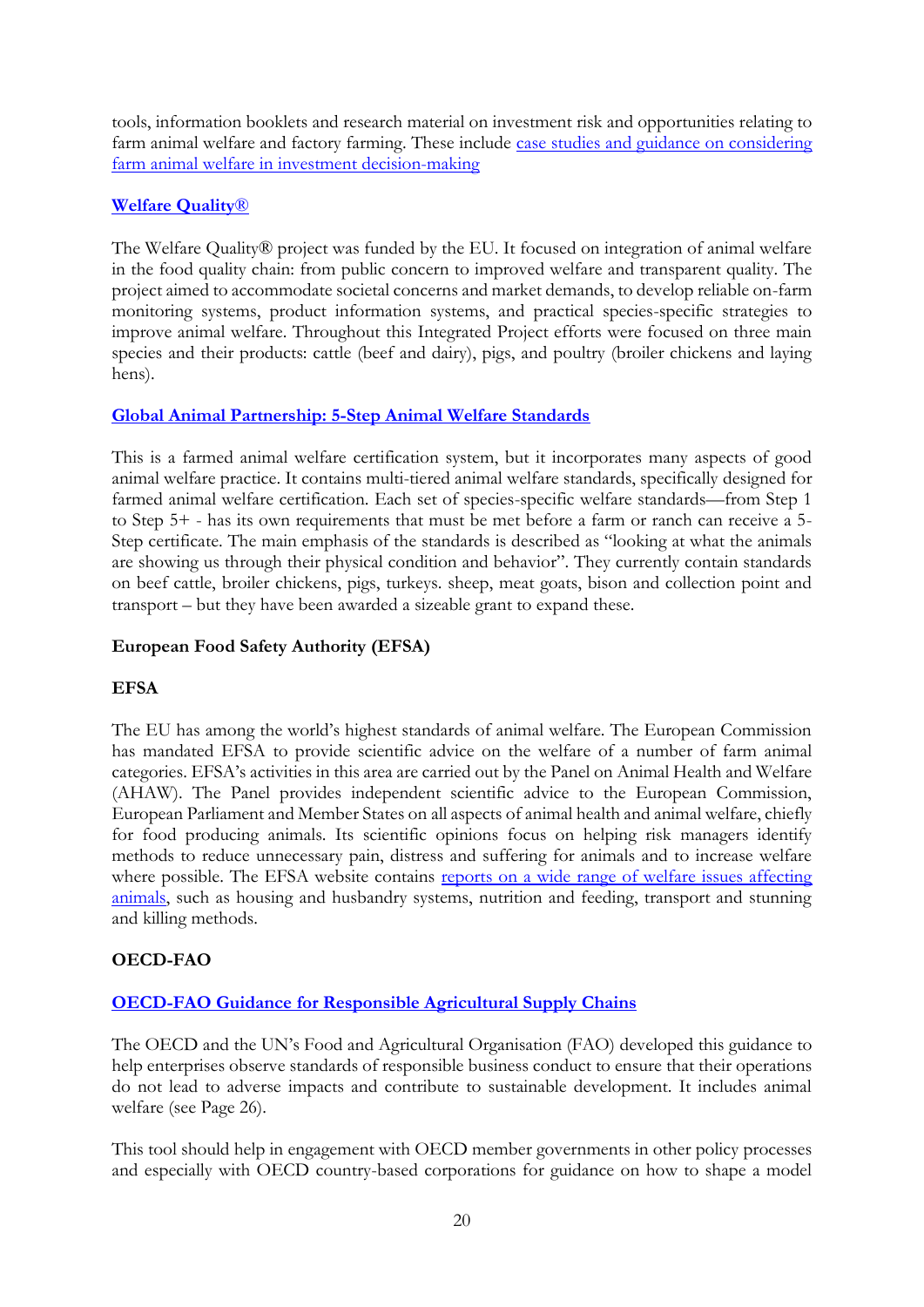tools, information booklets and research material on investment risk and opportunities relating to farm animal welfare and factory farming. These include case studies and guidance on considering farm animal welfare in investment decision-making

**Welfare Quality®**

The Welfare Quality® project was funded by the EU. It focused on integration of animal welfare in the food quality chain: from public concern to improved welfare and transparent quality. The project aimed to accommodate societal concerns and market demands, to develop reliable on-farm monitoring systems, product information systems, and practical species-specific strategies to improve animal welfare. Throughout this Integrated Project efforts were focused on three main species and their products: cattle (beef and dairy), pigs, and poultry (broiler chickens and laying hens).

**Global Animal Partnership: 5-Step Animal Welfare Standards**

This is a farmed animal welfare certification system, but it incorporates many aspects of good animal welfare practice. It contains multi-tiered animal welfare standards, specifically designed for farmed animal welfare certification. Each set of species-specific welfare standards—from Step 1 to Step 5+ - has its own requirements that must be met before a farm or ranch can receive a 5-Step certificate. The main emphasis of the standards is described as "looking at what the animals are showing us through their physical condition and behavior". They currently contain standards on beef cattle, broiler chickens, pigs, turkeys. sheep, meat goats, bison and collection point and transport – but they have been awarded a sizeable grant to expand these.

**European Food Safety Authority (EFSA)**

**EFSA**

The EU has among the world's highest standards of animal welfare. The European Commission has mandated EFSA to provide scientific advice on the welfare of a number of farm animal categories. EFSA's activities in this area are carried out by the Panel on Animal Health and Welfare (AHAW). The Panel provides independent scientific advice to the European Commission, European Parliament and Member States on all aspects of animal health and animal welfare, chiefly for food producing animals. Its scientific opinions focus on helping risk managers identify methods to reduce unnecessary pain, distress and suffering for animals and to increase welfare where possible. The EFSA website contains reports on a wide range of welfare issues affecting animals, such as housing and husbandry systems, nutrition and feeding, transport and stunning and killing methods.

**OECD-FAO**

**OECD-FAO Guidance for Responsible Agricultural Supply Chains**

The OECD and the UN's Food and Agricultural Organisation (FAO) developed this guidance to help enterprises observe standards of responsible business conduct to ensure that their operations do not lead to adverse impacts and contribute to sustainable development. It includes animal welfare (see Page 26).

This tool should help in engagement with OECD member governments in other policy processes and especially with OECD country-based corporations for guidance on how to shape a model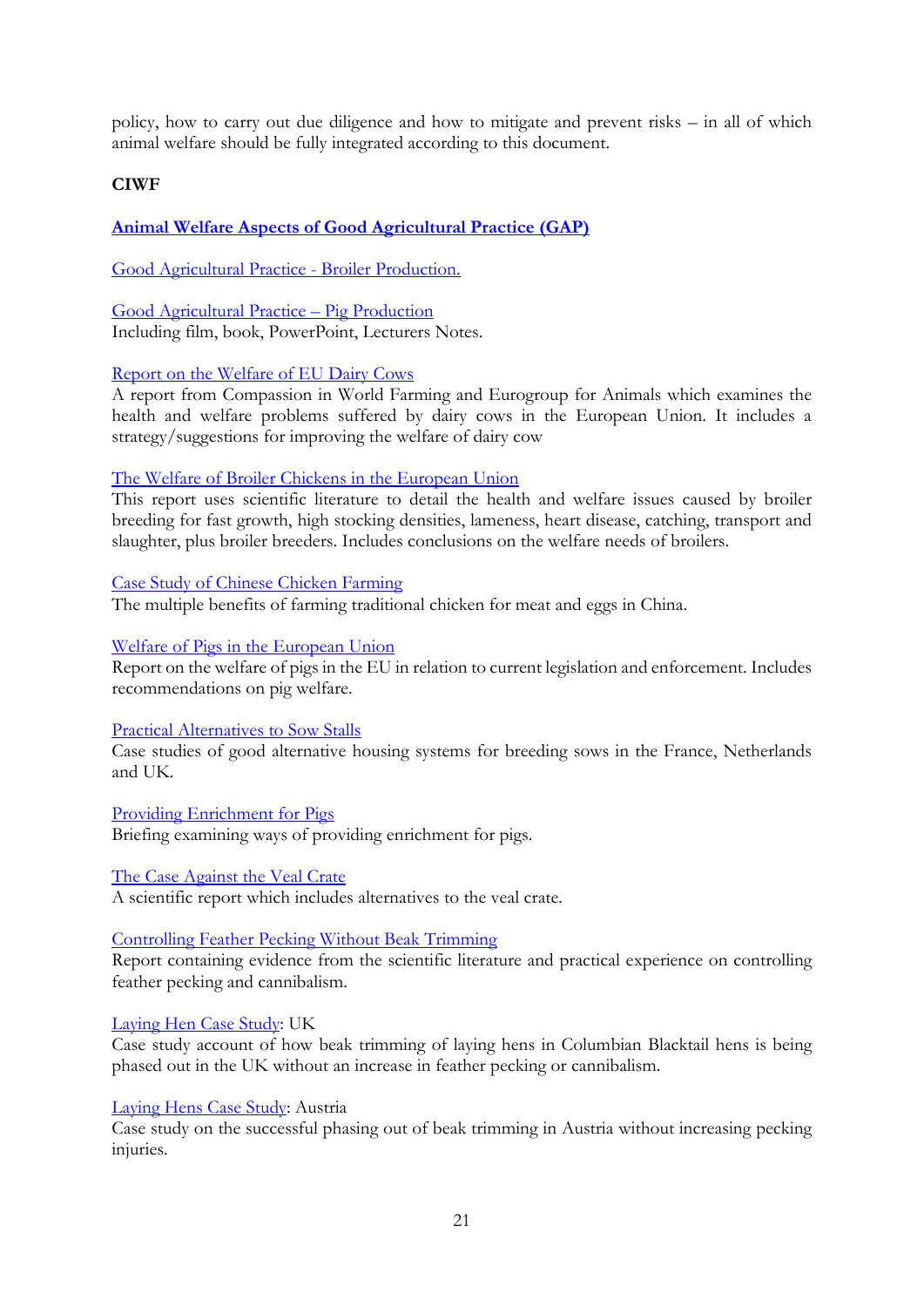policy, how to carry out due diligence and how to mitigate and prevent risks – in all of which animal welfare should be fully integrated according to this document.

**CIWF**

**Animal Welfare Aspects of Good Agricultural Practice (GAP)**

Good Agricultural Practice - Broiler Production.

Good Agricultural Practice – Pig Production
Including film, book, PowerPoint, Lecturers Notes.

Report on the Welfare of EU Dairy Cows
A report from Compassion in World Farming and Eurogroup for Animals which examines the health and welfare problems suffered by dairy cows in the European Union. It includes a strategy/suggestions for improving the welfare of dairy cow

The Welfare of Broiler Chickens in the European Union
This report uses scientific literature to detail the health and welfare issues caused by broiler breeding for fast growth, high stocking densities, lameness, heart disease, catching, transport and slaughter, plus broiler breeders. Includes conclusions on the welfare needs of broilers.

Case Study of Chinese Chicken Farming
The multiple benefits of farming traditional chicken for meat and eggs in China.

Welfare of Pigs in the European Union
Report on the welfare of pigs in the EU in relation to current legislation and enforcement. Includes recommendations on pig welfare.

Practical Alternatives to Sow Stalls
Case studies of good alternative housing systems for breeding sows in the France, Netherlands and UK.

Providing Enrichment for Pigs
Briefing examining ways of providing enrichment for pigs.

The Case Against the Veal Crate
A scientific report which includes alternatives to the veal crate.

Controlling Feather Pecking Without Beak Trimming
Report containing evidence from the scientific literature and practical experience on controlling feather pecking and cannibalism.

Laying Hen Case Study: UK
Case study account of how beak trimming of laying hens in Columbian Blacktail hens is being phased out in the UK without an increase in feather pecking or cannibalism.

Laying Hens Case Study: Austria
Case study on the successful phasing out of beak trimming in Austria without increasing pecking injuries.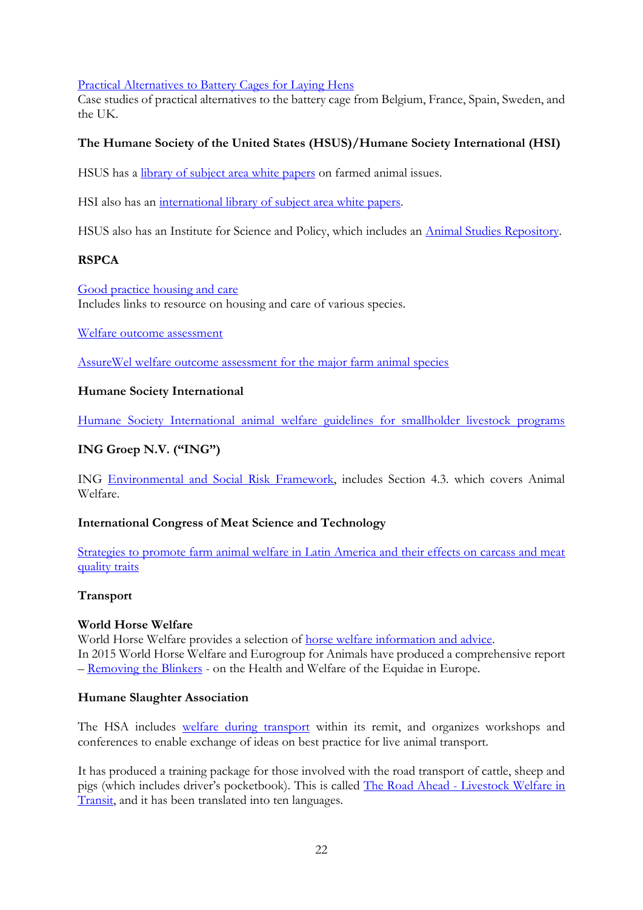Practical Alternatives to Battery Cages for Laying Hens
Case studies of practical alternatives to the battery cage from Belgium, France, Spain, Sweden, and the UK.

**The Humane Society of the United States (HSUS)/Humane Society International (HSI)**

HSUS has a library of subject area white papers on farmed animal issues.

HSI also has an international library of subject area white papers.

HSUS also has an Institute for Science and Policy, which includes an Animal Studies Repository.

**RSPCA**

Good practice housing and care
Includes links to resource on housing and care of various species.

Welfare outcome assessment

AssureWel welfare outcome assessment for the major farm animal species

**Humane Society International**

Humane Society International animal welfare guidelines for smallholder livestock programs

**ING Groep N.V. ("ING")**

ING Environmental and Social Risk Framework, includes Section 4.3. which covers Animal Welfare.

**International Congress of Meat Science and Technology**

Strategies to promote farm animal welfare in Latin America and their effects on carcass and meat quality traits

**Transport**

**World Horse Welfare**
World Horse Welfare provides a selection of horse welfare information and advice.
In 2015 World Horse Welfare and Eurogroup for Animals have produced a comprehensive report – Removing the Blinkers - on the Health and Welfare of the Equidae in Europe.

**Humane Slaughter Association**

The HSA includes welfare during transport within its remit, and organizes workshops and conferences to enable exchange of ideas on best practice for live animal transport.

It has produced a training package for those involved with the road transport of cattle, sheep and pigs (which includes driver's pocketbook). This is called The Road Ahead - Livestock Welfare in Transit, and it has been translated into ten languages.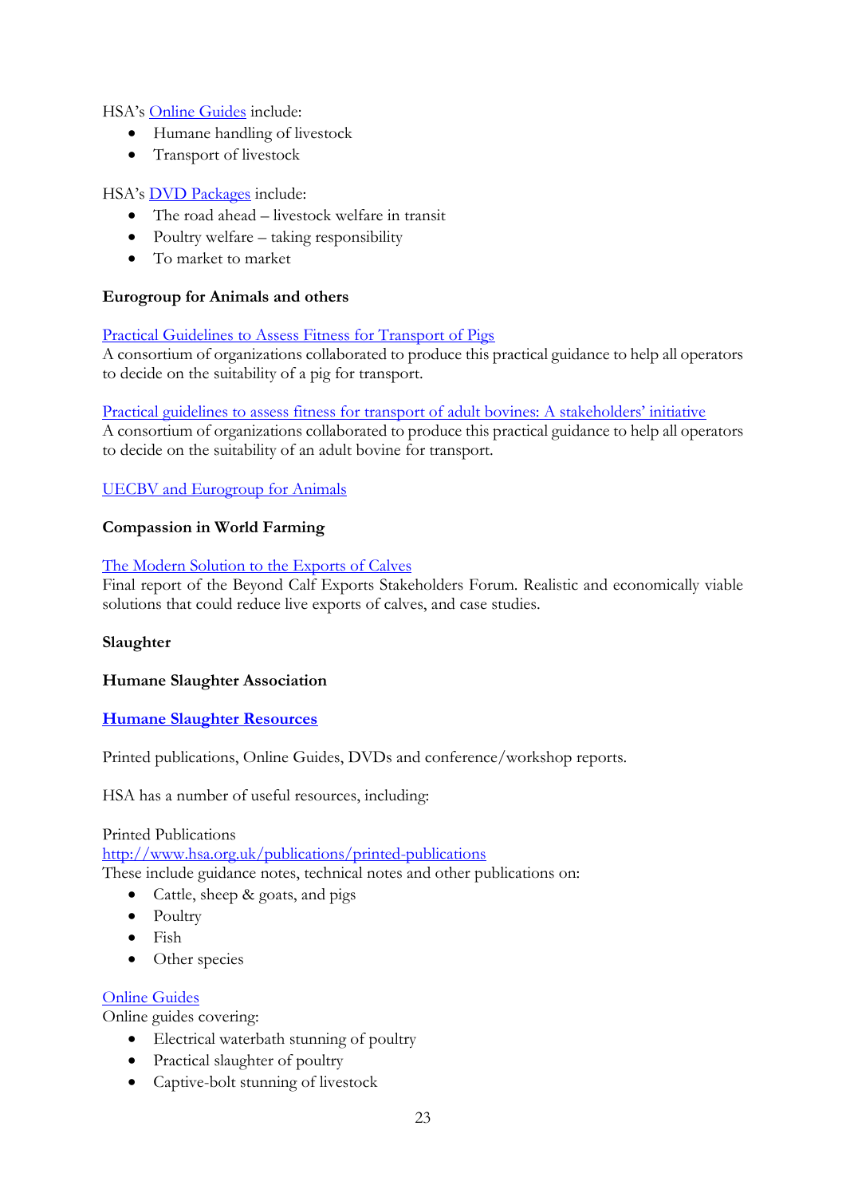HSA's [Online Guides] include:

- Humane handling of livestock
- Transport of livestock

HSA's [DVD Packages] include:

- The road ahead – livestock welfare in transit
- Poultry welfare – taking responsibility
- To market to market

**Eurogroup for Animals and others**

[Practical Guidelines to Assess Fitness for Transport of Pigs]
A consortium of organizations collaborated to produce this practical guidance to help all operators to decide on the suitability of a pig for transport.

[Practical guidelines to assess fitness for transport of adult bovines: A stakeholders' initiative]
A consortium of organizations collaborated to produce this practical guidance to help all operators to decide on the suitability of an adult bovine for transport.

[UECBV and Eurogroup for Animals]

**Compassion in World Farming**

[The Modern Solution to the Exports of Calves]
Final report of the Beyond Calf Exports Stakeholders Forum. Realistic and economically viable solutions that could reduce live exports of calves, and case studies.

**Slaughter**

**Humane Slaughter Association**

**[Humane Slaughter Resources]**

Printed publications, Online Guides, DVDs and conference/workshop reports.

HSA has a number of useful resources, including:

Printed Publications
http://www.hsa.org.uk/publications/printed-publications
These include guidance notes, technical notes and other publications on:

- Cattle, sheep & goats, and pigs
- Poultry
- Fish
- Other species

[Online Guides]
Online guides covering:

- Electrical waterbath stunning of poultry
- Practical slaughter of poultry
- Captive-bolt stunning of livestock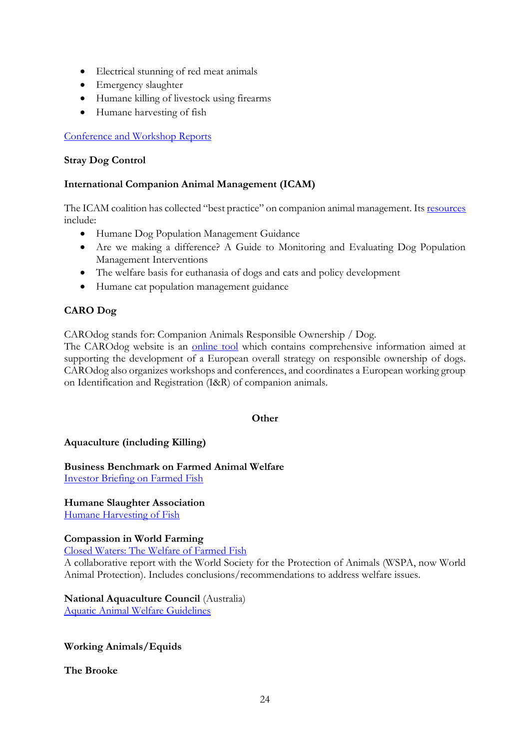- Electrical stunning of red meat animals
- Emergency slaughter
- Humane killing of livestock using firearms
- Humane harvesting of fish

[Conference and Workshop Reports]

**Stray Dog Control**

**International Companion Animal Management (ICAM)**

The ICAM coalition has collected "best practice" on companion animal management. Its [resources] include:

- Humane Dog Population Management Guidance
- Are we making a difference? A Guide to Monitoring and Evaluating Dog Population Management Interventions
- The welfare basis for euthanasia of dogs and cats and policy development
- Humane cat population management guidance

**CARO Dog**

CAROdog stands for: Companion Animals Responsible Ownership / Dog.
The CAROdog website is an [online tool] which contains comprehensive information aimed at supporting the development of a European overall strategy on responsible ownership of dogs. CAROdog also organizes workshops and conferences, and coordinates a European working group on Identification and Registration (I&R) of companion animals.

## Other

**Aquaculture (including Killing)**

**Business Benchmark on Farmed Animal Welfare**
[Investor Briefing on Farmed Fish]

**Humane Slaughter Association**
[Humane Harvesting of Fish]

**Compassion in World Farming**
[Closed Waters: The Welfare of Farmed Fish]
A collaborative report with the World Society for the Protection of Animals (WSPA, now World Animal Protection). Includes conclusions/recommendations to address welfare issues.

**National Aquaculture Council** (Australia)
[Aquatic Animal Welfare Guidelines]

**Working Animals/Equids**

**The Brooke**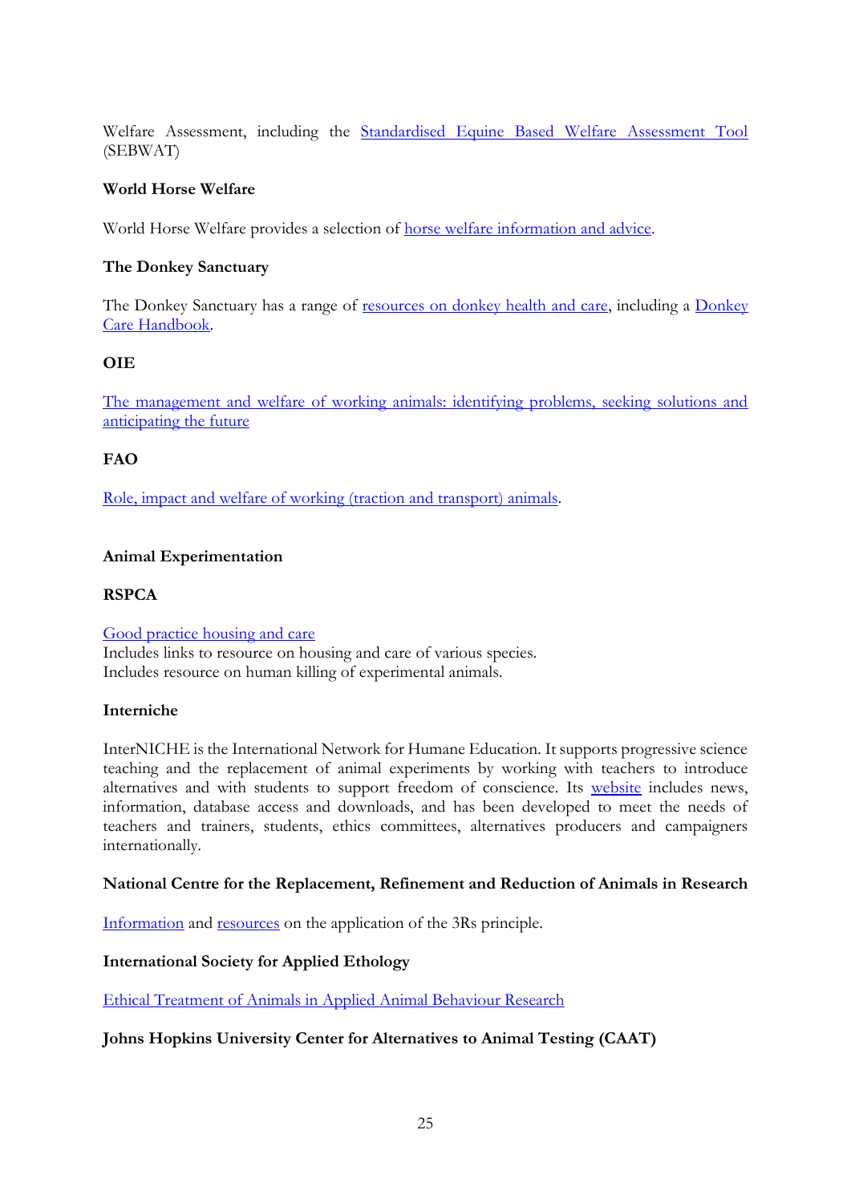Welfare Assessment, including the Standardised Equine Based Welfare Assessment Tool (SEBWAT)

**World Horse Welfare**

World Horse Welfare provides a selection of horse welfare information and advice.

**The Donkey Sanctuary**

The Donkey Sanctuary has a range of resources on donkey health and care, including a Donkey Care Handbook.

**OIE**

The management and welfare of working animals: identifying problems, seeking solutions and anticipating the future

**FAO**

Role, impact and welfare of working (traction and transport) animals.

**Animal Experimentation**

**RSPCA**

Good practice housing and care
Includes links to resource on housing and care of various species.
Includes resource on human killing of experimental animals.

**Interniche**

InterNICHE is the International Network for Humane Education. It supports progressive science teaching and the replacement of animal experiments by working with teachers to introduce alternatives and with students to support freedom of conscience. Its website includes news, information, database access and downloads, and has been developed to meet the needs of teachers and trainers, students, ethics committees, alternatives producers and campaigners internationally.

**National Centre for the Replacement, Refinement and Reduction of Animals in Research**

Information and resources on the application of the 3Rs principle.

**International Society for Applied Ethology**

Ethical Treatment of Animals in Applied Animal Behaviour Research

**Johns Hopkins University Center for Alternatives to Animal Testing (CAAT)**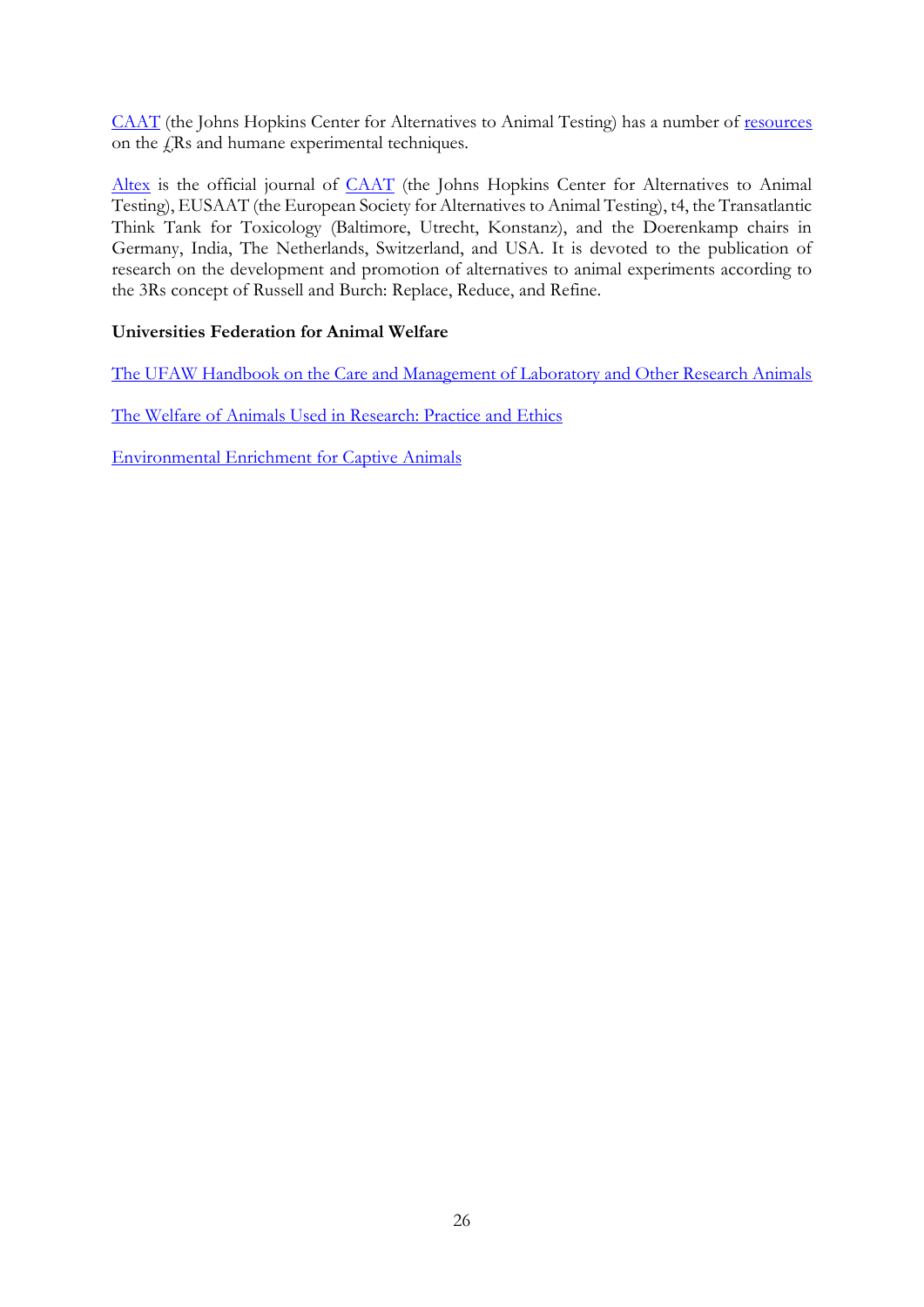[CAAT](#) (the Johns Hopkins Center for Alternatives to Animal Testing) has a number of [resources](#) on the £Rs and humane experimental techniques.

[Altex](#) is the official journal of [CAAT](#) (the Johns Hopkins Center for Alternatives to Animal Testing), EUSAAT (the European Society for Alternatives to Animal Testing), t4, the Transatlantic Think Tank for Toxicology (Baltimore, Utrecht, Konstanz), and the Doerenkamp chairs in Germany, India, The Netherlands, Switzerland, and USA. It is devoted to the publication of research on the development and promotion of alternatives to animal experiments according to the 3Rs concept of Russell and Burch: Replace, Reduce, and Refine.

**Universities Federation for Animal Welfare**

[The UFAW Handbook on the Care and Management of Laboratory and Other Research Animals](#)

[The Welfare of Animals Used in Research: Practice and Ethics](#)

[Environmental Enrichment for Captive Animals](#)